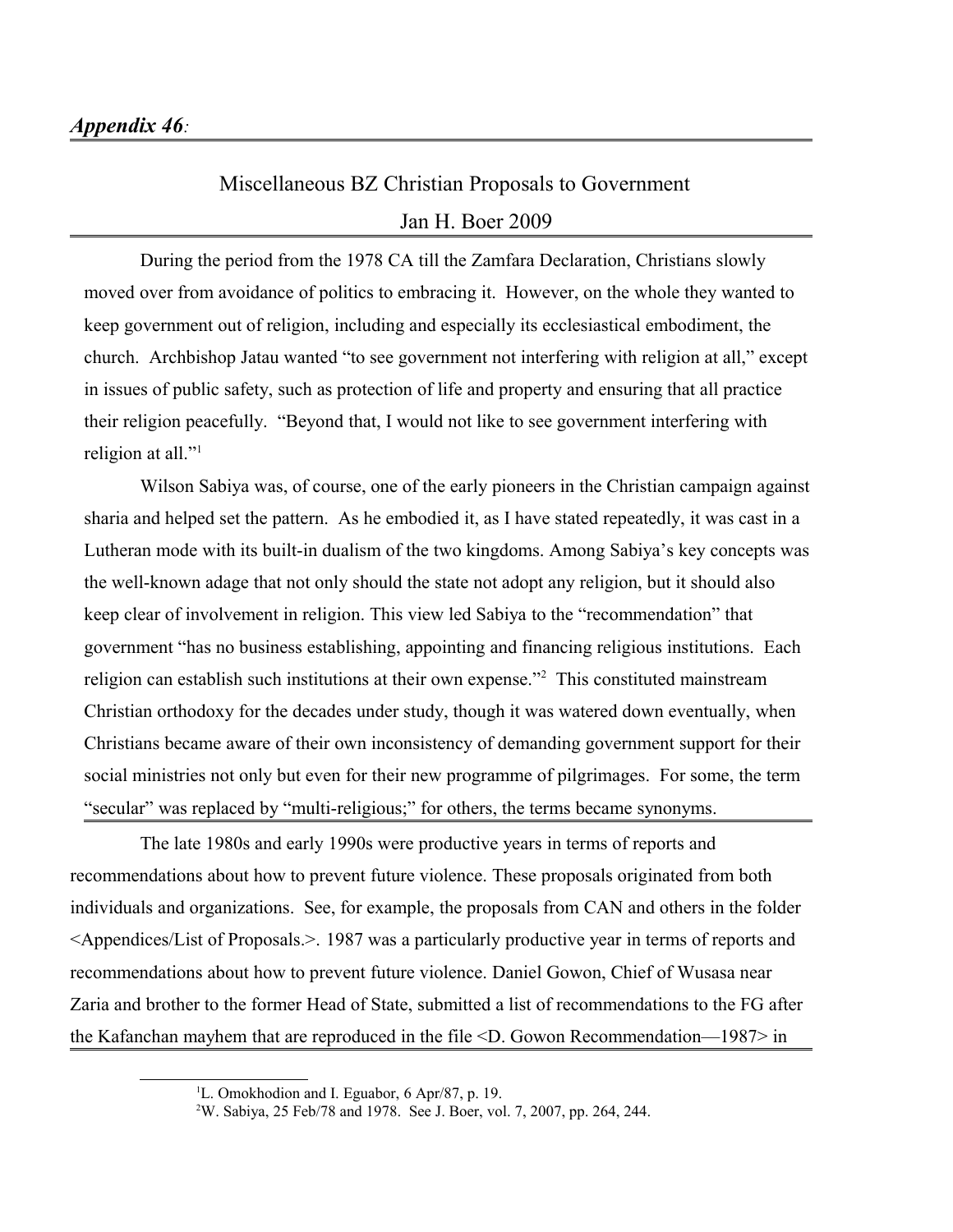*Appendix 46*:

# Miscellaneous BZ Christian Proposals to Government

Jan H. Boer 2009

During the period from the 1978 CA till the Zamfara Declaration, Christians slowly moved over from avoidance of politics to embracing it. However, on the whole they wanted to keep government out of religion, including and especially its ecclesiastical embodiment, the church. Archbishop Jatau wanted "to see government not interfering with religion at all," except in issues of public safety, such as protection of life and property and ensuring that all practice their religion peacefully. "Beyond that, I would not like to see government interfering with religion at all."[1]

Wilson Sabiya was, of course, one of the early pioneers in the Christian campaign against sharia and helped set the pattern. As he embodied it, as I have stated repeatedly, it was cast in a Lutheran mode with its built-in dualism of the two kingdoms. Among Sabiya's key concepts was the well-known adage that not only should the state not adopt any religion, but it should also keep clear of involvement in religion. This view led Sabiya to the "recommendation" that government "has no business establishing, appointing and financing religious institutions. Each religion can establish such institutions at their own expense."[2] This constituted mainstream Christian orthodoxy for the decades under study, though it was watered down eventually, when Christians became aware of their own inconsistency of demanding government support for their social ministries not only but even for their new programme of pilgrimages. For some, the term "secular" was replaced by "multi-religious;" for others, the terms became synonyms.

The late 1980s and early 1990s were productive years in terms of reports and recommendations about how to prevent future violence. These proposals originated from both individuals and organizations. See, for example, the proposals from CAN and others in the folder <Appendices/List of Proposals.>. 1987 was a particularly productive year in terms of reports and recommendations about how to prevent future violence. Daniel Gowon, Chief of Wusasa near Zaria and brother to the former Head of State, submitted a list of recommendations to the FG after the Kafanchan mayhem that are reproduced in the file <D. Gowon Recommendation—1987> in

[1] L. Omokhodion and I. Eguabor, 6 Apr/87, p. 19.

[2] W. Sabiya, 25 Feb/78 and 1978. See J. Boer, vol. 7, 2007, pp. 264, 244.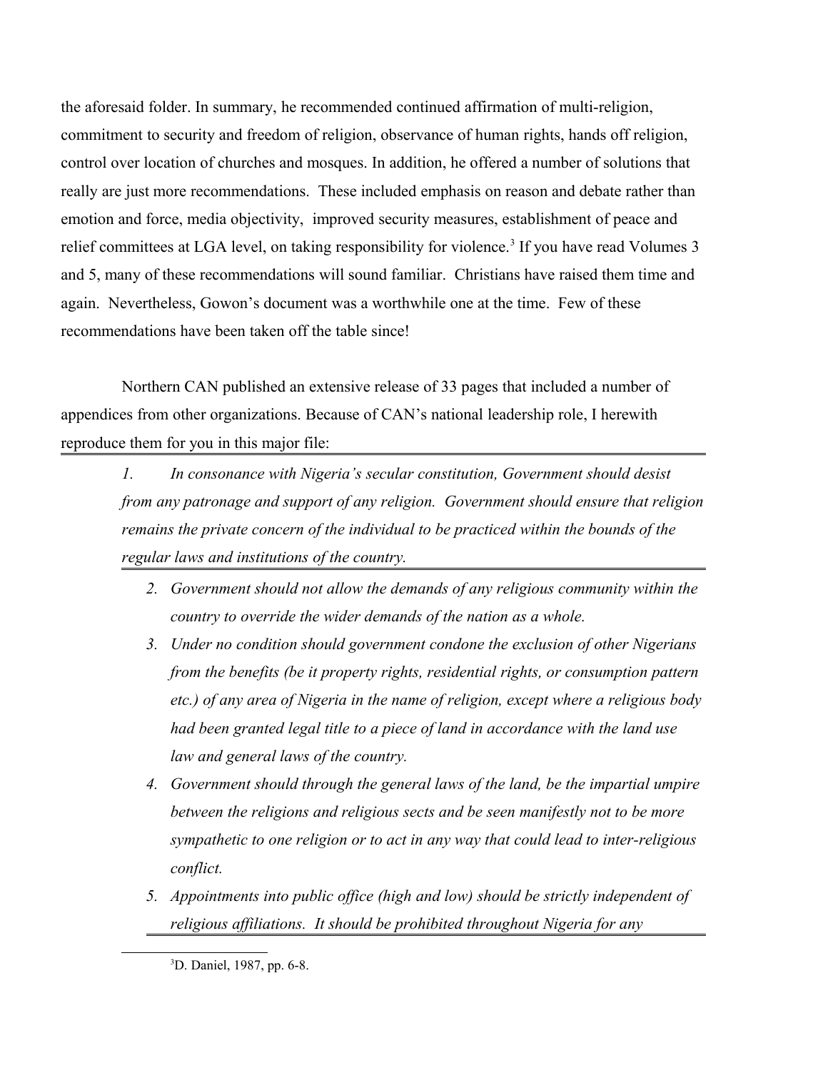the aforesaid folder. In summary, he recommended continued affirmation of multi-religion, commitment to security and freedom of religion, observance of human rights, hands off religion, control over location of churches and mosques. In addition, he offered a number of solutions that really are just more recommendations. These included emphasis on reason and debate rather than emotion and force, media objectivity, improved security measures, establishment of peace and relief committees at LGA level, on taking responsibility for violence.[3] If you have read Volumes 3 and 5, many of these recommendations will sound familiar. Christians have raised them time and again. Nevertheless, Gowon's document was a worthwhile one at the time. Few of these recommendations have been taken off the table since!

Northern CAN published an extensive release of 33 pages that included a number of appendices from other organizations. Because of CAN's national leadership role, I herewith reproduce them for you in this major file:

> 1. *In consonance with Nigeria's secular constitution, Government should desist from any patronage and support of any religion. Government should ensure that religion remains the private concern of the individual to be practiced within the bounds of the regular laws and institutions of the country.*
> 2. *Government should not allow the demands of any religious community within the country to override the wider demands of the nation as a whole.*
> 3. *Under no condition should government condone the exclusion of other Nigerians from the benefits (be it property rights, residential rights, or consumption pattern etc.) of any area of Nigeria in the name of religion, except where a religious body had been granted legal title to a piece of land in accordance with the land use law and general laws of the country.*
> 4. *Government should through the general laws of the land, be the impartial umpire between the religions and religious sects and be seen manifestly not to be more sympathetic to one religion or to act in any way that could lead to inter-religious conflict.*
> 5. *Appointments into public office (high and low) should be strictly independent of religious affiliations. It should be prohibited throughout Nigeria for any*

[3] D. Daniel, 1987, pp. 6-8.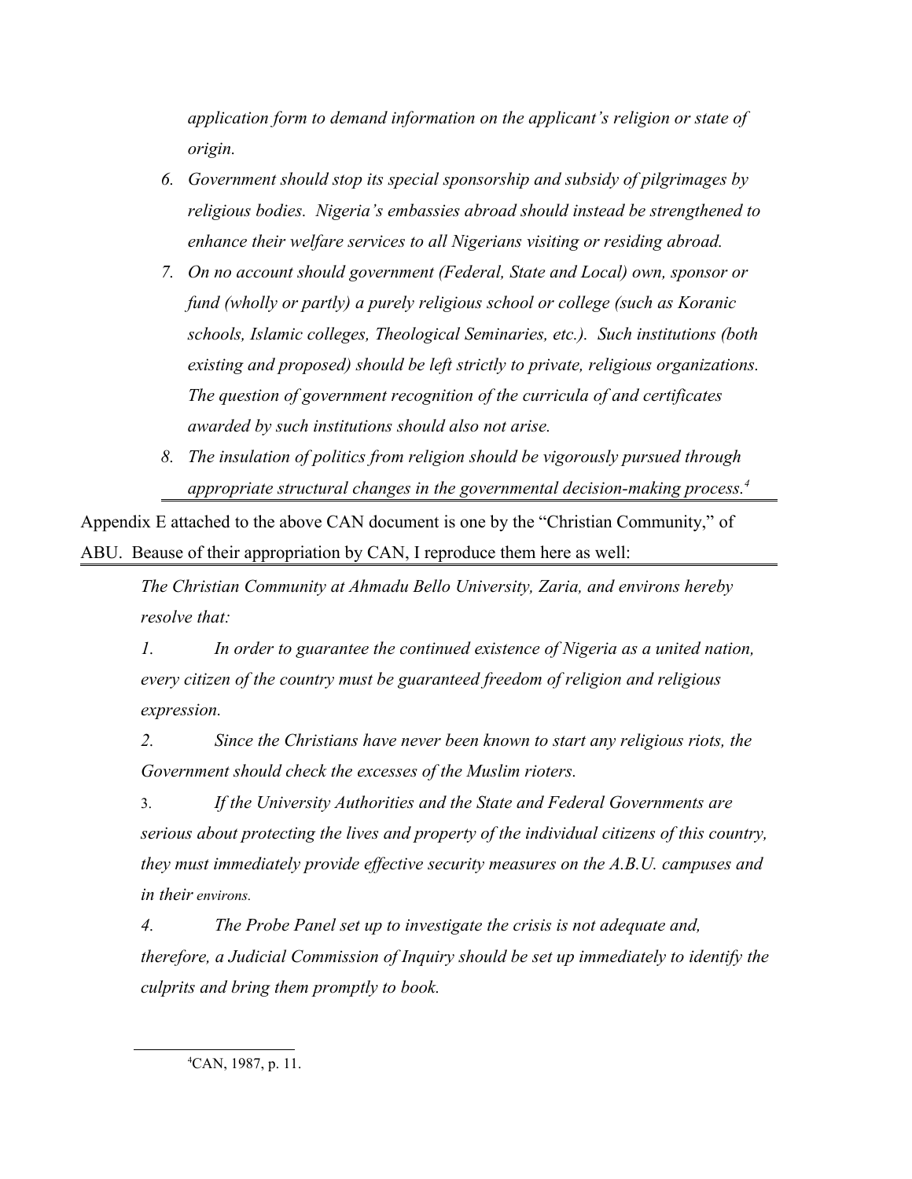*application form to demand information on the applicant's religion or state of origin.*

6. *Government should stop its special sponsorship and subsidy of pilgrimages by religious bodies. Nigeria's embassies abroad should instead be strengthened to enhance their welfare services to all Nigerians visiting or residing abroad.*
7. *On no account should government (Federal, State and Local) own, sponsor or fund (wholly or partly) a purely religious school or college (such as Koranic schools, Islamic colleges, Theological Seminaries, etc.). Such institutions (both existing and proposed) should be left strictly to private, religious organizations. The question of government recognition of the curricula of and certificates awarded by such institutions should also not arise.*
8. *The insulation of politics from religion should be vigorously pursued through appropriate structural changes in the governmental decision-making process.*[4]

Appendix E attached to the above CAN document is one by the "Christian Community," of ABU. Beause of their appropriation by CAN, I reproduce them here as well:

> *The Christian Community at Ahmadu Bello University, Zaria, and environs hereby resolve that:*
>
> *1. In order to guarantee the continued existence of Nigeria as a united nation, every citizen of the country must be guaranteed freedom of religion and religious expression.*
>
> *2. Since the Christians have never been known to start any religious riots, the Government should check the excesses of the Muslim rioters.*
>
> 3. *If the University Authorities and the State and Federal Governments are serious about protecting the lives and property of the individual citizens of this country, they must immediately provide effective security measures on the A.B.U. campuses and in their environs.*
>
> *4. The Probe Panel set up to investigate the crisis is not adequate and, therefore, a Judicial Commission of Inquiry should be set up immediately to identify the culprits and bring them promptly to book.*

[4] CAN, 1987, p. 11.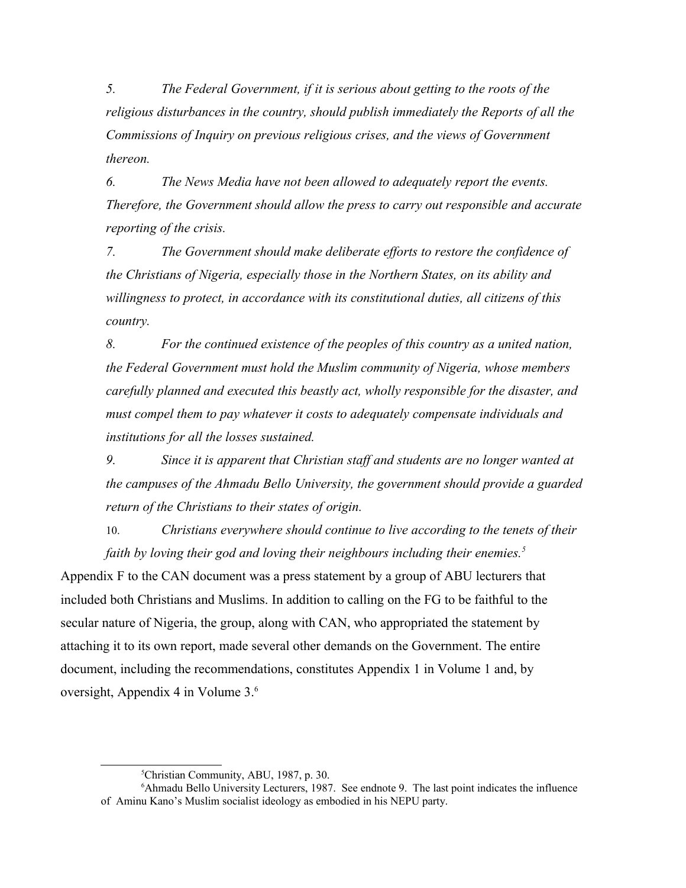*5. The Federal Government, if it is serious about getting to the roots of the religious disturbances in the country, should publish immediately the Reports of all the Commissions of Inquiry on previous religious crises, and the views of Government thereon.*

*6. The News Media have not been allowed to adequately report the events. Therefore, the Government should allow the press to carry out responsible and accurate reporting of the crisis.*

*7. The Government should make deliberate efforts to restore the confidence of the Christians of Nigeria, especially those in the Northern States, on its ability and willingness to protect, in accordance with its constitutional duties, all citizens of this country.*

*8. For the continued existence of the peoples of this country as a united nation, the Federal Government must hold the Muslim community of Nigeria, whose members carefully planned and executed this beastly act, wholly responsible for the disaster, and must compel them to pay whatever it costs to adequately compensate individuals and institutions for all the losses sustained.*

*9. Since it is apparent that Christian staff and students are no longer wanted at the campuses of the Ahmadu Bello University, the government should provide a guarded return of the Christians to their states of origin.*

10. *Christians everywhere should continue to live according to the tenets of their faith by loving their god and loving their neighbours including their enemies.*[5]

Appendix F to the CAN document was a press statement by a group of ABU lecturers that included both Christians and Muslims. In addition to calling on the FG to be faithful to the secular nature of Nigeria, the group, along with CAN, who appropriated the statement by attaching it to its own report, made several other demands on the Government. The entire document, including the recommendations, constitutes Appendix 1 in Volume 1 and, by oversight, Appendix 4 in Volume 3.[6]

---

[5] Christian Community, ABU, 1987, p. 30.

[6] Ahmadu Bello University Lecturers, 1987. See endnote 9. The last point indicates the influence of Aminu Kano's Muslim socialist ideology as embodied in his NEPU party.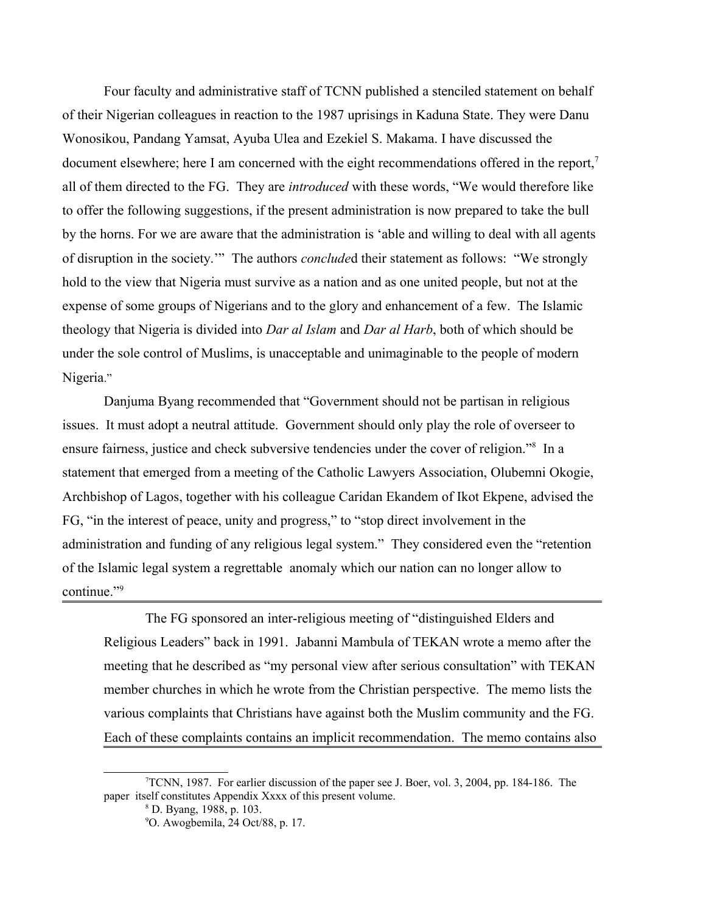Four faculty and administrative staff of TCNN published a stenciled statement on behalf of their Nigerian colleagues in reaction to the 1987 uprisings in Kaduna State. They were Danu Wonosikou, Pandang Yamsat, Ayuba Ulea and Ezekiel S. Makama. I have discussed the document elsewhere; here I am concerned with the eight recommendations offered in the report,[7] all of them directed to the FG. They are *introduced* with these words, "We would therefore like to offer the following suggestions, if the present administration is now prepared to take the bull by the horns. For we are aware that the administration is 'able and willing to deal with all agents of disruption in the society.'" The authors *conclude*d their statement as follows: "We strongly hold to the view that Nigeria must survive as a nation and as one united people, but not at the expense of some groups of Nigerians and to the glory and enhancement of a few. The Islamic theology that Nigeria is divided into *Dar al Islam* and *Dar al Harb*, both of which should be under the sole control of Muslims, is unacceptable and unimaginable to the people of modern Nigeria."

Danjuma Byang recommended that "Government should not be partisan in religious issues. It must adopt a neutral attitude. Government should only play the role of overseer to ensure fairness, justice and check subversive tendencies under the cover of religion."[8] In a statement that emerged from a meeting of the Catholic Lawyers Association, Olubemni Okogie, Archbishop of Lagos, together with his colleague Caridan Ekandem of Ikot Ekpene, advised the FG, "in the interest of peace, unity and progress," to "stop direct involvement in the administration and funding of any religious legal system." They considered even the "retention of the Islamic legal system a regrettable anomaly which our nation can no longer allow to continue."[9]

The FG sponsored an inter-religious meeting of "distinguished Elders and Religious Leaders" back in 1991. Jabanni Mambula of TEKAN wrote a memo after the meeting that he described as "my personal view after serious consultation" with TEKAN member churches in which he wrote from the Christian perspective. The memo lists the various complaints that Christians have against both the Muslim community and the FG. Each of these complaints contains an implicit recommendation. The memo contains also

---

[7] TCNN, 1987. For earlier discussion of the paper see J. Boer, vol. 3, 2004, pp. 184-186. The paper itself constitutes Appendix Xxxx of this present volume.

[8] D. Byang, 1988, p. 103.

[9] O. Awogbemila, 24 Oct/88, p. 17.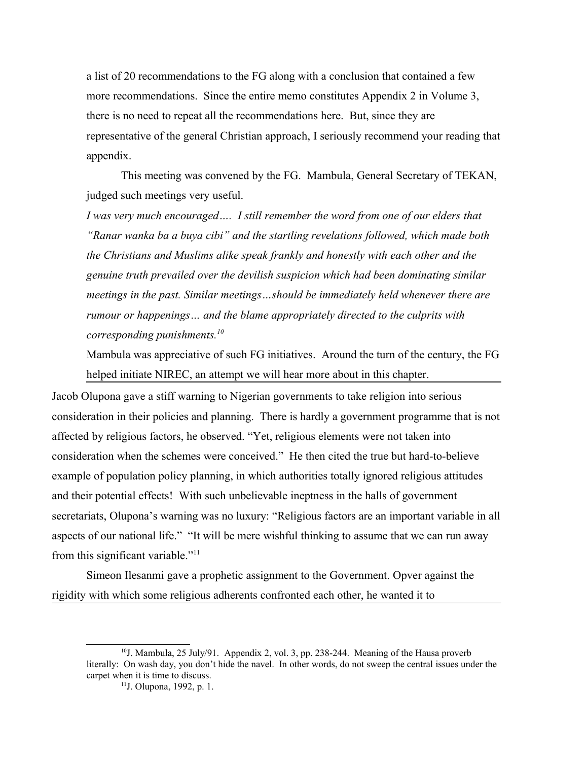a list of 20 recommendations to the FG along with a conclusion that contained a few more recommendations. Since the entire memo constitutes Appendix 2 in Volume 3, there is no need to repeat all the recommendations here. But, since they are representative of the general Christian approach, I seriously recommend your reading that appendix.

This meeting was convened by the FG. Mambula, General Secretary of TEKAN, judged such meetings very useful.

*I was very much encouraged…. I still remember the word from one of our elders that "Ranar wanka ba a buya cibi" and the startling revelations followed, which made both the Christians and Muslims alike speak frankly and honestly with each other and the genuine truth prevailed over the devilish suspicion which had been dominating similar meetings in the past. Similar meetings…should be immediately held whenever there are rumour or happenings… and the blame appropriately directed to the culprits with corresponding punishments.*[10]

Mambula was appreciative of such FG initiatives. Around the turn of the century, the FG helped initiate NIREC, an attempt we will hear more about in this chapter.

Jacob Olupona gave a stiff warning to Nigerian governments to take religion into serious consideration in their policies and planning. There is hardly a government programme that is not affected by religious factors, he observed. "Yet, religious elements were not taken into consideration when the schemes were conceived." He then cited the true but hard-to-believe example of population policy planning, in which authorities totally ignored religious attitudes and their potential effects! With such unbelievable ineptness in the halls of government secretariats, Olupona's warning was no luxury: "Religious factors are an important variable in all aspects of our national life." "It will be mere wishful thinking to assume that we can run away from this significant variable."[11]

Simeon Ilesanmi gave a prophetic assignment to the Government. Opver against the rigidity with which some religious adherents confronted each other, he wanted it to

---

[10] J. Mambula, 25 July/91. Appendix 2, vol. 3, pp. 238-244. Meaning of the Hausa proverb literally: On wash day, you don't hide the navel. In other words, do not sweep the central issues under the carpet when it is time to discuss.

[11] J. Olupona, 1992, p. 1.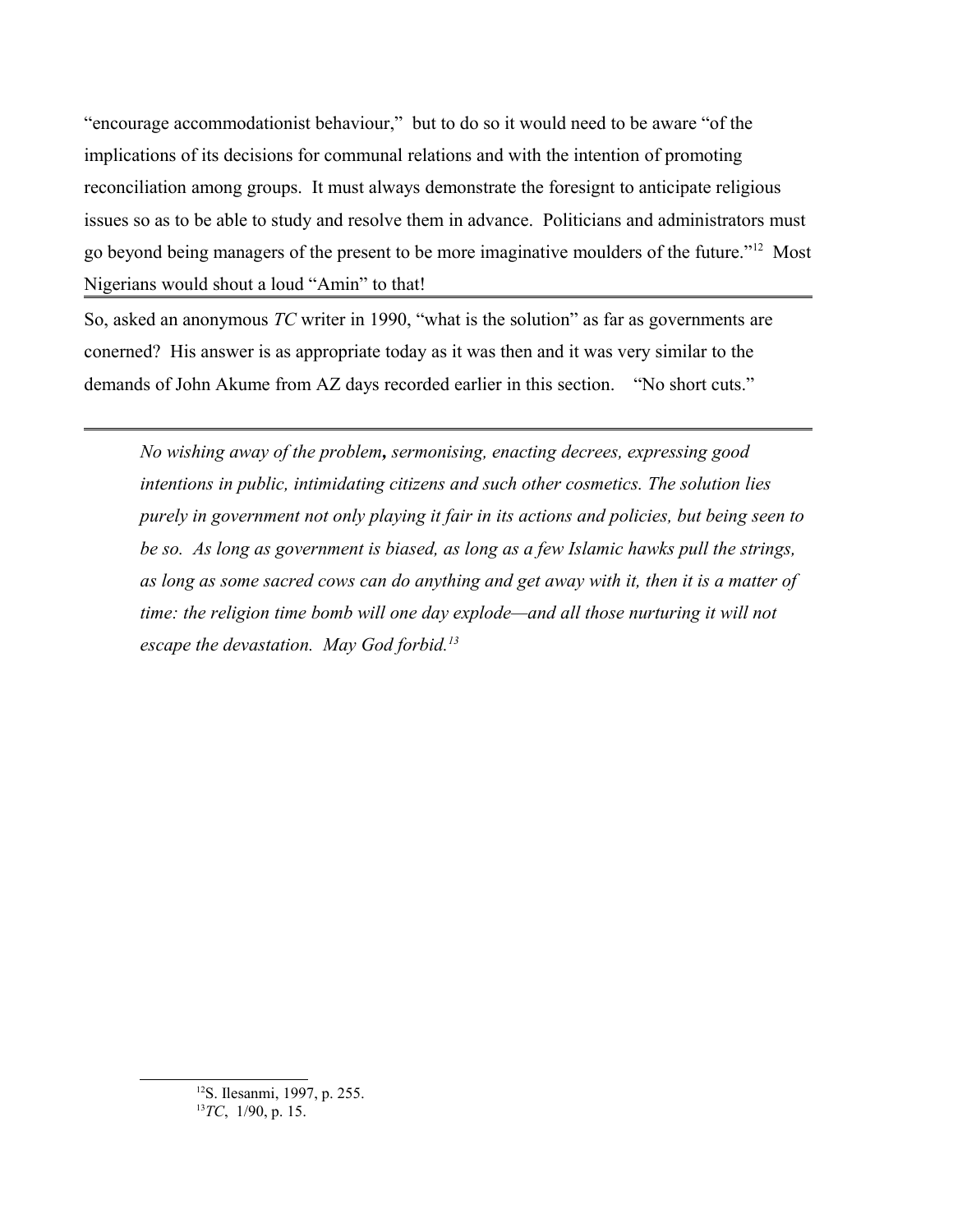"encourage accommodationist behaviour," but to do so it would need to be aware "of the implications of its decisions for communal relations and with the intention of promoting reconciliation among groups. It must always demonstrate the foresignt to anticipate religious issues so as to be able to study and resolve them in advance. Politicians and administrators must go beyond being managers of the present to be more imaginative moulders of the future."[12] Most Nigerians would shout a loud "Amin" to that!

So, asked an anonymous *TC* writer in 1990, "what is the solution" as far as governments are conerned? His answer is as appropriate today as it was then and it was very similar to the demands of John Akume from AZ days recorded earlier in this section. "No short cuts."

> *No wishing away of the problem, sermonising, enacting decrees, expressing good intentions in public, intimidating citizens and such other cosmetics. The solution lies purely in government not only playing it fair in its actions and policies, but being seen to be so. As long as government is biased, as long as a few Islamic hawks pull the strings, as long as some sacred cows can do anything and get away with it, then it is a matter of time: the religion time bomb will one day explode—and all those nurturing it will not escape the devastation. May God forbid.*[13]

---

[12]S. Ilesanmi, 1997, p. 255.

[13]*TC*, 1/90, p. 15.